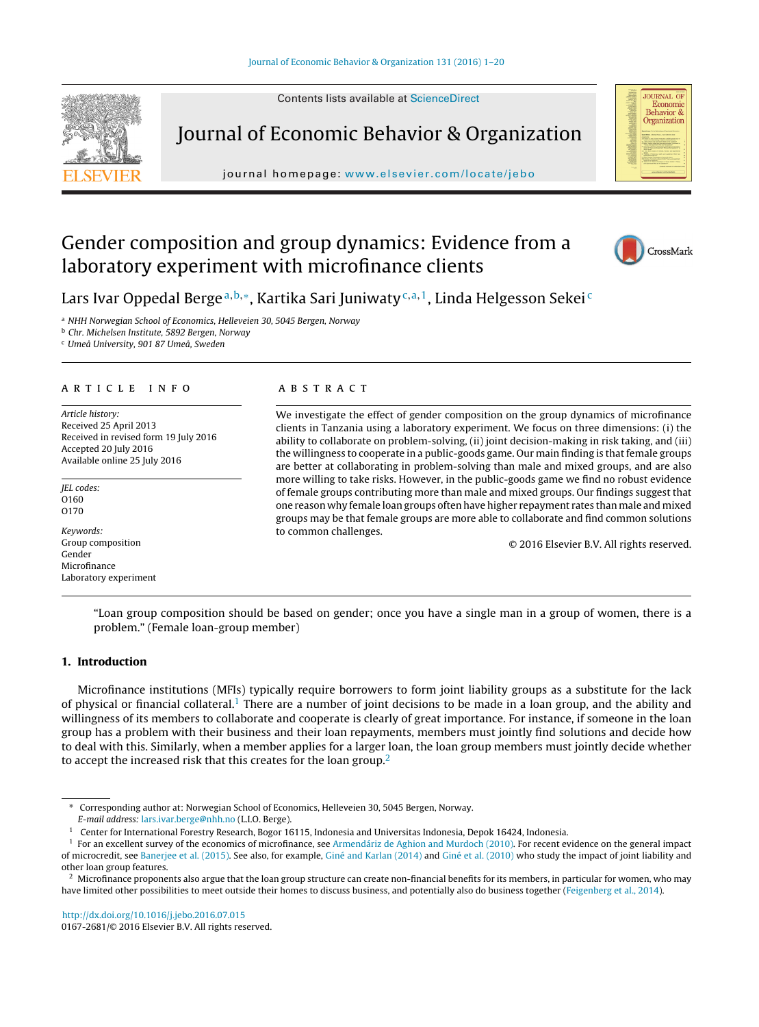# Gender composition and group dynamics: Evidence from a laboratory experiment with microfinance clients

Lars Ivar Oppedal Berge[a,b,*], Kartika Sari Juniwaty[c,a,1], Linda Helgesson Sekei[c]

[a] NHH Norwegian School of Economics, Helleveien 30, 5045 Bergen, Norway
[b] Chr. Michelsen Institute, 5892 Bergen, Norway
[c] Umeå University, 901 87 Umeå, Sweden

## ARTICLE INFO

*Article history:*
Received 25 April 2013
Received in revised form 19 July 2016
Accepted 20 July 2016
Available online 25 July 2016

*JEL codes:*
O160
O170

*Keywords:*
Group composition
Gender
Microfinance
Laboratory experiment

## ABSTRACT

We investigate the effect of gender composition on the group dynamics of microfinance clients in Tanzania using a laboratory experiment. We focus on three dimensions: (i) the ability to collaborate on problem-solving, (ii) joint decision-making in risk taking, and (iii) the willingness to cooperate in a public-goods game. Our main finding is that female groups are better at collaborating in problem-solving than male and mixed groups, and are also more willing to take risks. However, in the public-goods game we find no robust evidence of female groups contributing more than male and mixed groups. Our findings suggest that one reason why female loan groups often have higher repayment rates than male and mixed groups may be that female groups are more able to collaborate and find common solutions to common challenges.

© 2016 Elsevier B.V. All rights reserved.

> "Loan group composition should be based on gender; once you have a single man in a group of women, there is a problem." (Female loan-group member)

## 1. Introduction

Microfinance institutions (MFIs) typically require borrowers to form joint liability groups as a substitute for the lack of physical or financial collateral.[1] There are a number of joint decisions to be made in a loan group, and the ability and willingness of its members to collaborate and cooperate is clearly of great importance. For instance, if someone in the loan group has a problem with their business and their loan repayments, members must jointly find solutions and decide how to deal with this. Similarly, when a member applies for a larger loan, the loan group members must jointly decide whether to accept the increased risk that this creates for the loan group.[2]

---

\* Corresponding author at: Norwegian School of Economics, Helleveien 30, 5045 Bergen, Norway.
*E-mail address:* lars.ivar.berge@nhh.no (L.I.O. Berge).

[1] Center for International Forestry Research, Bogor 16115, Indonesia and Universitas Indonesia, Depok 16424, Indonesia.

[1] For an excellent survey of the economics of microfinance, see Armendáriz de Aghion and Murdoch (2010). For recent evidence on the general impact of microcredit, see Banerjee et al. (2015). See also, for example, Giné and Karlan (2014) and Giné et al. (2010) who study the impact of joint liability and other loan group features.

[2] Microfinance proponents also argue that the loan group structure can create non-financial benefits for its members, in particular for women, who may have limited other possibilities to meet outside their homes to discuss business, and potentially also do business together (Feigenberg et al., 2014).

http://dx.doi.org/10.1016/j.jebo.2016.07.015
0167-2681/© 2016 Elsevier B.V. All rights reserved.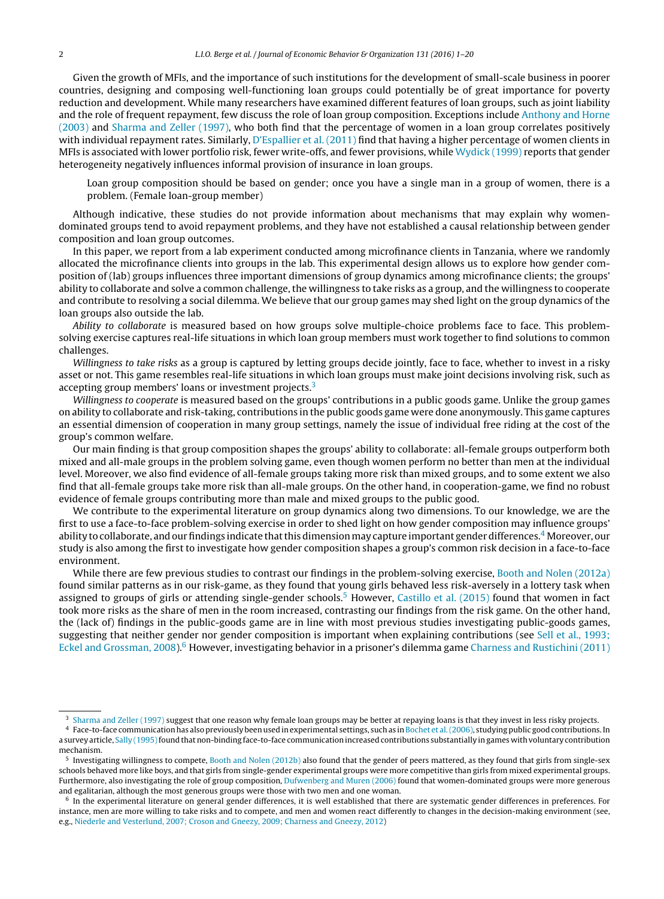Given the growth of MFIs, and the importance of such institutions for the development of small-scale business in poorer countries, designing and composing well-functioning loan groups could potentially be of great importance for poverty reduction and development. While many researchers have examined different features of loan groups, such as joint liability and the role of frequent repayment, few discuss the role of loan group composition. Exceptions include Anthony and Horne (2003) and Sharma and Zeller (1997), who both find that the percentage of women in a loan group correlates positively with individual repayment rates. Similarly, D'Espallier et al. (2011) find that having a higher percentage of women clients in MFIs is associated with lower portfolio risk, fewer write-offs, and fewer provisions, while Wydick (1999) reports that gender heterogeneity negatively influences informal provision of insurance in loan groups.

> Loan group composition should be based on gender; once you have a single man in a group of women, there is a problem. (Female loan-group member)

Although indicative, these studies do not provide information about mechanisms that may explain why women-dominated groups tend to avoid repayment problems, and they have not established a causal relationship between gender composition and loan group outcomes.

In this paper, we report from a lab experiment conducted among microfinance clients in Tanzania, where we randomly allocated the microfinance clients into groups in the lab. This experimental design allows us to explore how gender composition of (lab) groups influences three important dimensions of group dynamics among microfinance clients; the groups' ability to collaborate and solve a common challenge, the willingness to take risks as a group, and the willingness to cooperate and contribute to resolving a social dilemma. We believe that our group games may shed light on the group dynamics of the loan groups also outside the lab.

*Ability to collaborate* is measured based on how groups solve multiple-choice problems face to face. This problem-solving exercise captures real-life situations in which loan group members must work together to find solutions to common challenges.

*Willingness to take risks* as a group is captured by letting groups decide jointly, face to face, whether to invest in a risky asset or not. This game resembles real-life situations in which loan groups must make joint decisions involving risk, such as accepting group members' loans or investment projects.[3]

*Willingness to cooperate* is measured based on the groups' contributions in a public goods game. Unlike the group games on ability to collaborate and risk-taking, contributions in the public goods game were done anonymously. This game captures an essential dimension of cooperation in many group settings, namely the issue of individual free riding at the cost of the group's common welfare.

Our main finding is that group composition shapes the groups' ability to collaborate: all-female groups outperform both mixed and all-male groups in the problem solving game, even though women perform no better than men at the individual level. Moreover, we also find evidence of all-female groups taking more risk than mixed groups, and to some extent we also find that all-female groups take more risk than all-male groups. On the other hand, in cooperation-game, we find no robust evidence of female groups contributing more than male and mixed groups to the public good.

We contribute to the experimental literature on group dynamics along two dimensions. To our knowledge, we are the first to use a face-to-face problem-solving exercise in order to shed light on how gender composition may influence groups' ability to collaborate, and our findings indicate that this dimension may capture important gender differences.[4] Moreover, our study is also among the first to investigate how gender composition shapes a group's common risk decision in a face-to-face environment.

While there are few previous studies to contrast our findings in the problem-solving exercise, Booth and Nolen (2012a) found similar patterns as in our risk-game, as they found that young girls behaved less risk-aversely in a lottery task when assigned to groups of girls or attending single-gender schools.[5] However, Castillo et al. (2015) found that women in fact took more risks as the share of men in the room increased, contrasting our findings from the risk game. On the other hand, the (lack of) findings in the public-goods game are in line with most previous studies investigating public-goods games, suggesting that neither gender nor gender composition is important when explaining contributions (see Sell et al., 1993; Eckel and Grossman, 2008).[6] However, investigating behavior in a prisoner's dilemma game Charness and Rustichini (2011)

---

[3] Sharma and Zeller (1997) suggest that one reason why female loan groups may be better at repaying loans is that they invest in less risky projects.

[4] Face-to-face communication has also previously been used in experimental settings, such as in Bochet et al. (2006), studying public good contributions. In a survey article, Sally (1995) found that non-binding face-to-face communication increased contributions substantially in games with voluntary contribution mechanism.

[5] Investigating willingness to compete, Booth and Nolen (2012b) also found that the gender of peers mattered, as they found that girls from single-sex schools behaved more like boys, and that girls from single-gender experimental groups were more competitive than girls from mixed experimental groups. Furthermore, also investigating the role of group composition, Dufwenberg and Muren (2006) found that women-dominated groups were more generous and egalitarian, although the most generous groups were those with two men and one woman.

[6] In the experimental literature on general gender differences, it is well established that there are systematic gender differences in preferences. For instance, men are more willing to take risks and to compete, and men and women react differently to changes in the decision-making environment (see, e.g., Niederle and Vesterlund, 2007; Croson and Gneezy, 2009; Charness and Gneezy, 2012)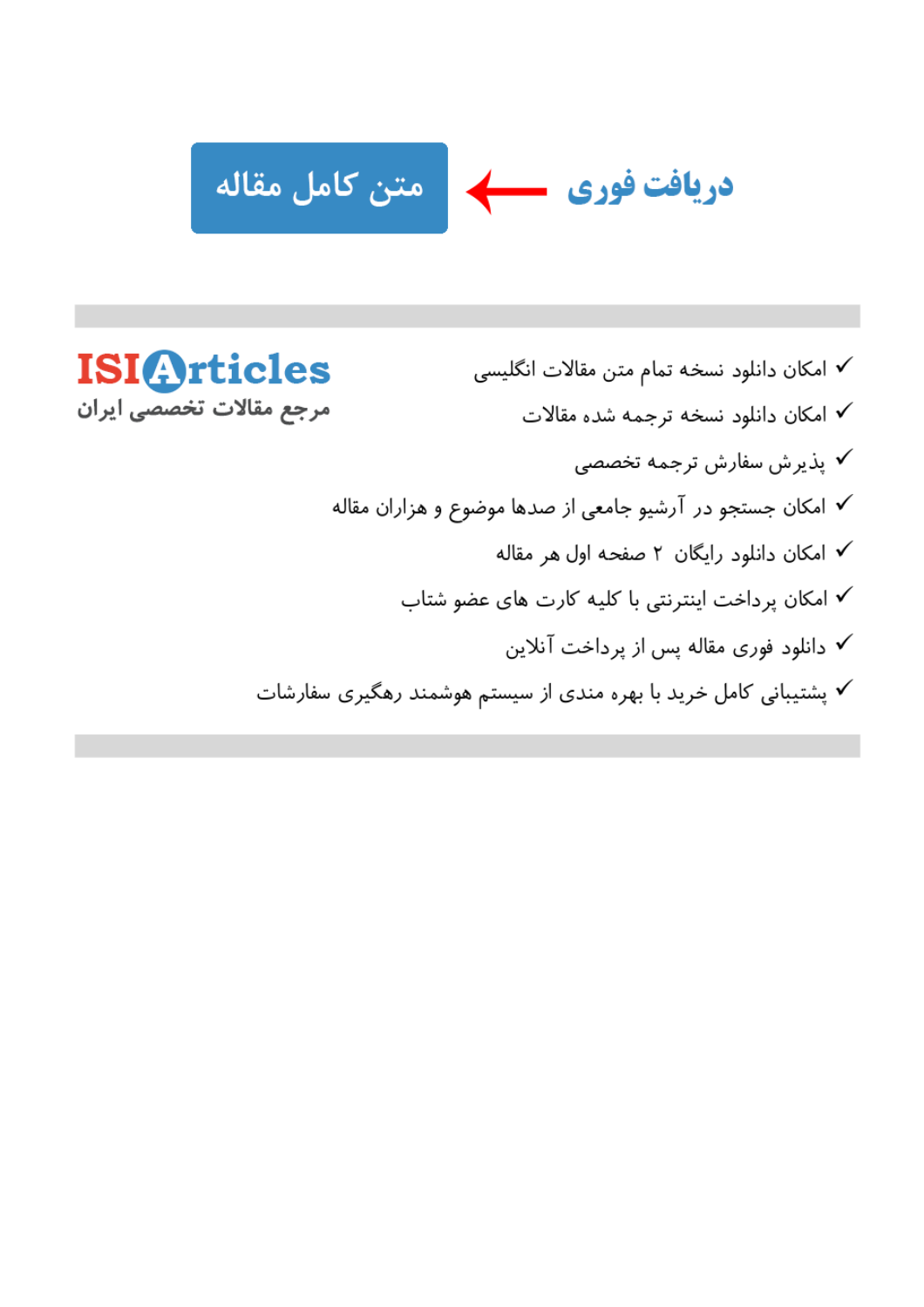دریافت فوری ← متن کامل مقاله

**ISIArticles**
مرجع مقالات تخصصی ایران

- ✓ امکان دانلود نسخه تمام متن مقالات انگلیسی
- ✓ امکان دانلود نسخه ترجمه شده مقالات
- ✓ پذیرش سفارش ترجمه تخصصی
- ✓ امکان جستجو در آرشیو جامعی از صدها موضوع و هزاران مقاله
- ✓ امکان دانلود رایگان ۲ صفحه اول هر مقاله
- ✓ امکان پرداخت اینترنتی با کلیه کارت های عضو شتاب
- ✓ دانلود فوری مقاله پس از پرداخت آنلاین
- ✓ پشتیبانی کامل خرید با بهره مندی از سیستم هوشمند رهگیری سفارشات